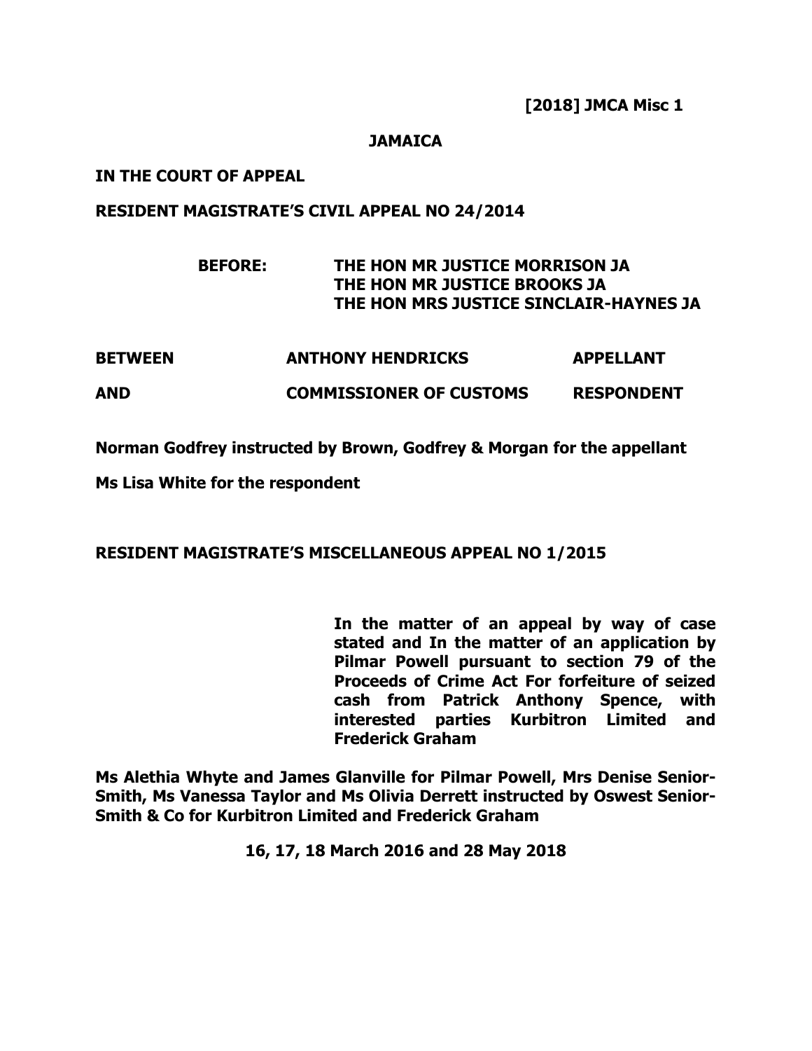**[2018] JMCA Misc 1**

**JAMAICA**

**IN THE COURT OF APPEAL**

**RESIDENT MAGISTRATE'S CIVIL APPEAL NO 24/2014**

**BEFORE: THE HON MR JUSTICE MORRISON JA**
**THE HON MR JUSTICE BROOKS JA**
**THE HON MRS JUSTICE SINCLAIR-HAYNES JA**

| | | |
|---|---|---|
| **BETWEEN** | **ANTHONY HENDRICKS** | **APPELLANT** |
| **AND** | **COMMISSIONER OF CUSTOMS** | **RESPONDENT** |

**Norman Godfrey instructed by Brown, Godfrey & Morgan for the appellant**

**Ms Lisa White for the respondent**

**RESIDENT MAGISTRATE'S MISCELLANEOUS APPEAL NO 1/2015**

**In the matter of an appeal by way of case stated and In the matter of an application by Pilmar Powell pursuant to section 79 of the Proceeds of Crime Act For forfeiture of seized cash from Patrick Anthony Spence, with interested parties Kurbitron Limited and Frederick Graham**

**Ms Alethia Whyte and James Glanville for Pilmar Powell, Mrs Denise Senior-Smith, Ms Vanessa Taylor and Ms Olivia Derrett instructed by Oswest Senior-Smith & Co for Kurbitron Limited and Frederick Graham**

**16, 17, 18 March 2016 and 28 May 2018**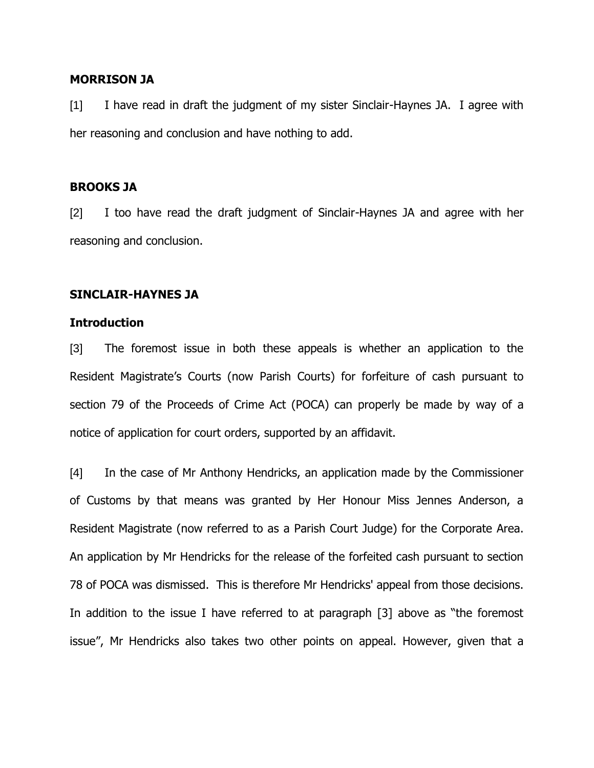**MORRISON JA**

[1] I have read in draft the judgment of my sister Sinclair-Haynes JA. I agree with her reasoning and conclusion and have nothing to add.

**BROOKS JA**

[2] I too have read the draft judgment of Sinclair-Haynes JA and agree with her reasoning and conclusion.

**SINCLAIR-HAYNES JA**

**Introduction**

[3] The foremost issue in both these appeals is whether an application to the Resident Magistrate's Courts (now Parish Courts) for forfeiture of cash pursuant to section 79 of the Proceeds of Crime Act (POCA) can properly be made by way of a notice of application for court orders, supported by an affidavit.

[4] In the case of Mr Anthony Hendricks, an application made by the Commissioner of Customs by that means was granted by Her Honour Miss Jennes Anderson, a Resident Magistrate (now referred to as a Parish Court Judge) for the Corporate Area. An application by Mr Hendricks for the release of the forfeited cash pursuant to section 78 of POCA was dismissed. This is therefore Mr Hendricks' appeal from those decisions. In addition to the issue I have referred to at paragraph [3] above as "the foremost issue", Mr Hendricks also takes two other points on appeal. However, given that a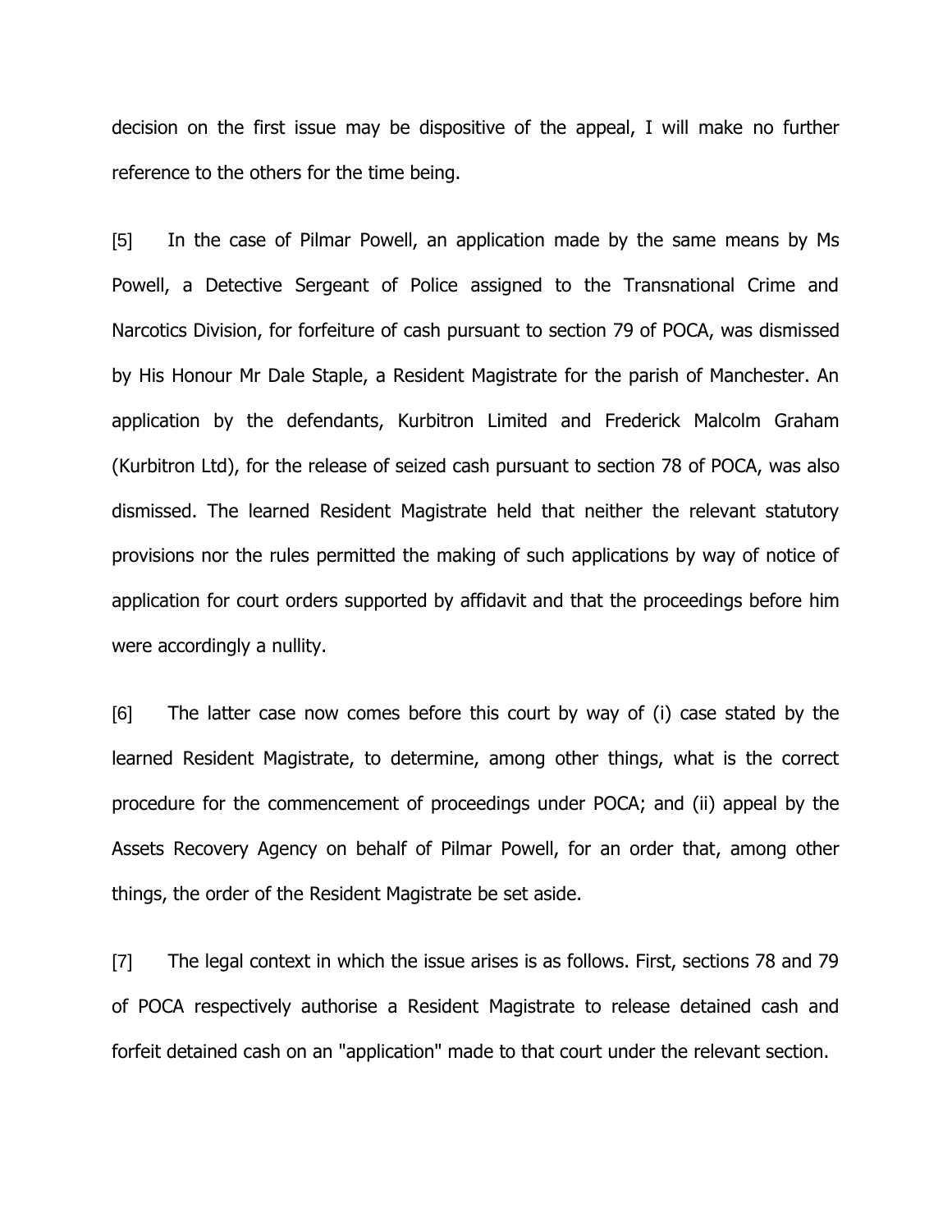decision on the first issue may be dispositive of the appeal, I will make no further reference to the others for the time being.

[5] In the case of Pilmar Powell, an application made by the same means by Ms Powell, a Detective Sergeant of Police assigned to the Transnational Crime and Narcotics Division, for forfeiture of cash pursuant to section 79 of POCA, was dismissed by His Honour Mr Dale Staple, a Resident Magistrate for the parish of Manchester. An application by the defendants, Kurbitron Limited and Frederick Malcolm Graham (Kurbitron Ltd), for the release of seized cash pursuant to section 78 of POCA, was also dismissed. The learned Resident Magistrate held that neither the relevant statutory provisions nor the rules permitted the making of such applications by way of notice of application for court orders supported by affidavit and that the proceedings before him were accordingly a nullity.

[6] The latter case now comes before this court by way of (i) case stated by the learned Resident Magistrate, to determine, among other things, what is the correct procedure for the commencement of proceedings under POCA; and (ii) appeal by the Assets Recovery Agency on behalf of Pilmar Powell, for an order that, among other things, the order of the Resident Magistrate be set aside.

[7] The legal context in which the issue arises is as follows. First, sections 78 and 79 of POCA respectively authorise a Resident Magistrate to release detained cash and forfeit detained cash on an "application" made to that court under the relevant section.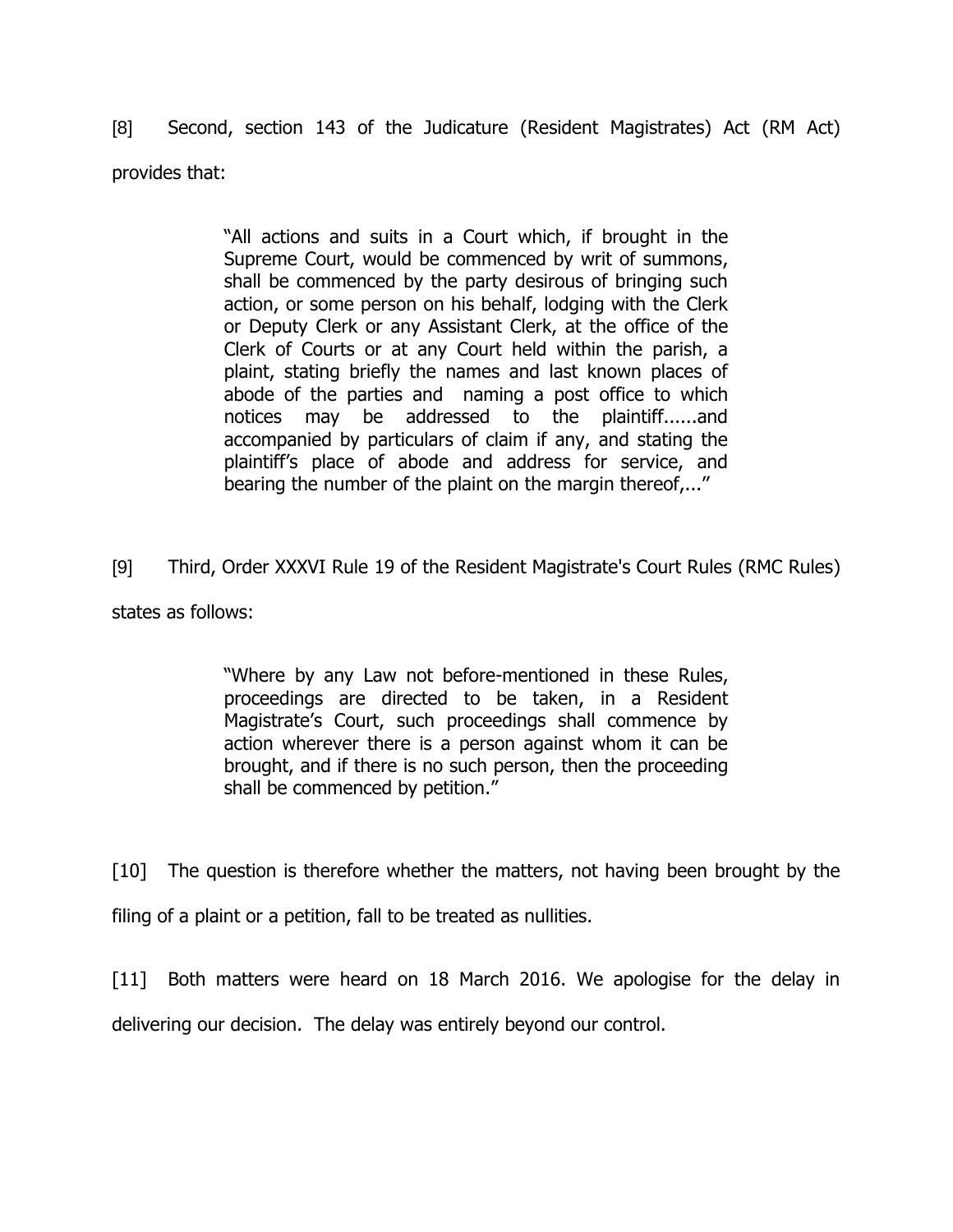[8] Second, section 143 of the Judicature (Resident Magistrates) Act (RM Act) provides that:

> "All actions and suits in a Court which, if brought in the Supreme Court, would be commenced by writ of summons, shall be commenced by the party desirous of bringing such action, or some person on his behalf, lodging with the Clerk or Deputy Clerk or any Assistant Clerk, at the office of the Clerk of Courts or at any Court held within the parish, a plaint, stating briefly the names and last known places of abode of the parties and naming a post office to which notices may be addressed to the plaintiff......and accompanied by particulars of claim if any, and stating the plaintiff's place of abode and address for service, and bearing the number of the plaint on the margin thereof,..."

[9] Third, Order XXXVI Rule 19 of the Resident Magistrate's Court Rules (RMC Rules) states as follows:

> "Where by any Law not before-mentioned in these Rules, proceedings are directed to be taken, in a Resident Magistrate's Court, such proceedings shall commence by action wherever there is a person against whom it can be brought, and if there is no such person, then the proceeding shall be commenced by petition."

[10] The question is therefore whether the matters, not having been brought by the filing of a plaint or a petition, fall to be treated as nullities.

[11] Both matters were heard on 18 March 2016. We apologise for the delay in delivering our decision. The delay was entirely beyond our control.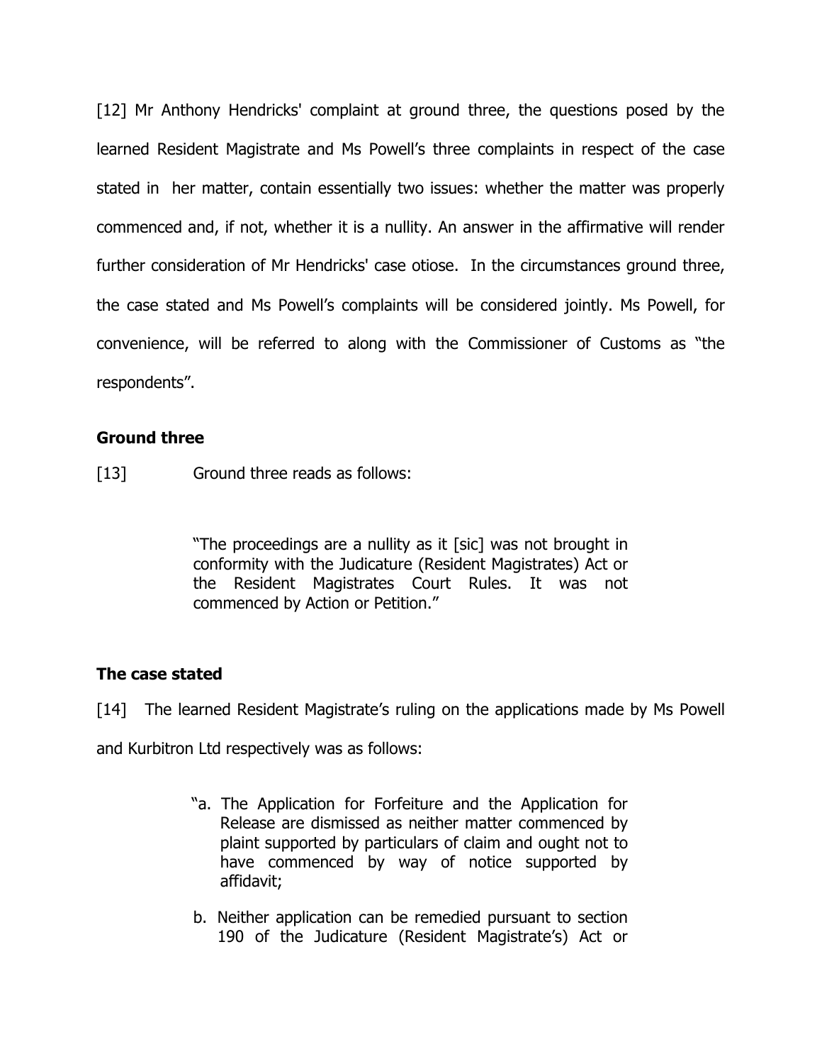[12] Mr Anthony Hendricks' complaint at ground three, the questions posed by the learned Resident Magistrate and Ms Powell's three complaints in respect of the case stated in her matter, contain essentially two issues: whether the matter was properly commenced and, if not, whether it is a nullity. An answer in the affirmative will render further consideration of Mr Hendricks' case otiose. In the circumstances ground three, the case stated and Ms Powell's complaints will be considered jointly. Ms Powell, for convenience, will be referred to along with the Commissioner of Customs as "the respondents".

### Ground three

[13] Ground three reads as follows:

> "The proceedings are a nullity as it [sic] was not brought in conformity with the Judicature (Resident Magistrates) Act or the Resident Magistrates Court Rules. It was not commenced by Action or Petition."

### The case stated

[14] The learned Resident Magistrate's ruling on the applications made by Ms Powell and Kurbitron Ltd respectively was as follows:

> "a. The Application for Forfeiture and the Application for Release are dismissed as neither matter commenced by plaint supported by particulars of claim and ought not to have commenced by way of notice supported by affidavit;
>
> b. Neither application can be remedied pursuant to section 190 of the Judicature (Resident Magistrate's) Act or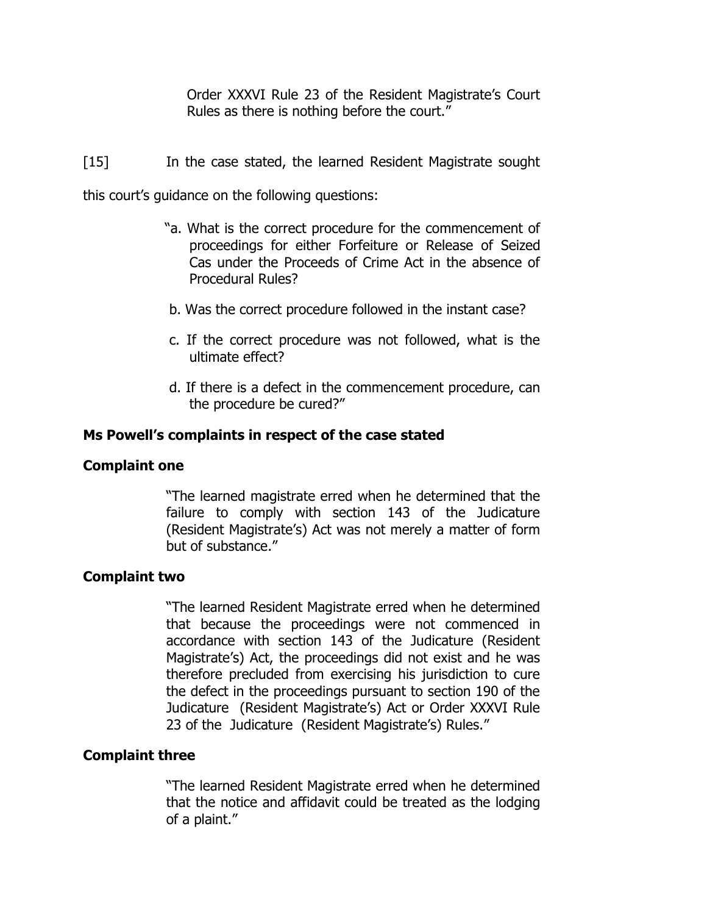Order XXXVI Rule 23 of the Resident Magistrate's Court Rules as there is nothing before the court."

[15] In the case stated, the learned Resident Magistrate sought this court's guidance on the following questions:

> "a. What is the correct procedure for the commencement of proceedings for either Forfeiture or Release of Seized Cas under the Proceeds of Crime Act in the absence of Procedural Rules?
>
> b. Was the correct procedure followed in the instant case?
>
> c. If the correct procedure was not followed, what is the ultimate effect?
>
> d. If there is a defect in the commencement procedure, can the procedure be cured?"

### Ms Powell's complaints in respect of the case stated

#### Complaint one

> "The learned magistrate erred when he determined that the failure to comply with section 143 of the Judicature (Resident Magistrate's) Act was not merely a matter of form but of substance."

#### Complaint two

> "The learned Resident Magistrate erred when he determined that because the proceedings were not commenced in accordance with section 143 of the Judicature (Resident Magistrate's) Act, the proceedings did not exist and he was therefore precluded from exercising his jurisdiction to cure the defect in the proceedings pursuant to section 190 of the Judicature (Resident Magistrate's) Act or Order XXXVI Rule 23 of the Judicature (Resident Magistrate's) Rules."

#### Complaint three

> "The learned Resident Magistrate erred when he determined that the notice and affidavit could be treated as the lodging of a plaint."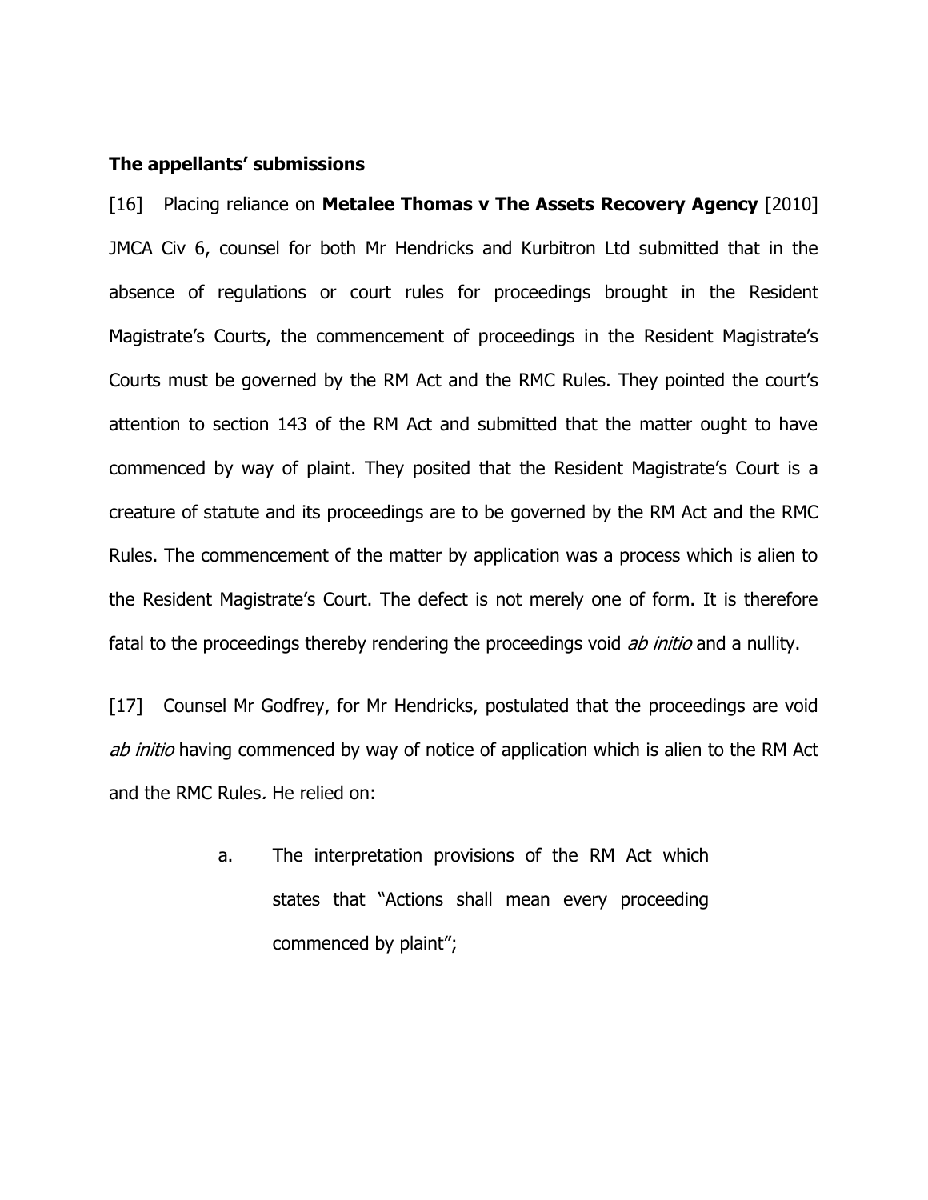**The appellants' submissions**

[16] Placing reliance on **Metalee Thomas v The Assets Recovery Agency** [2010] JMCA Civ 6, counsel for both Mr Hendricks and Kurbitron Ltd submitted that in the absence of regulations or court rules for proceedings brought in the Resident Magistrate's Courts, the commencement of proceedings in the Resident Magistrate's Courts must be governed by the RM Act and the RMC Rules. They pointed the court's attention to section 143 of the RM Act and submitted that the matter ought to have commenced by way of plaint. They posited that the Resident Magistrate's Court is a creature of statute and its proceedings are to be governed by the RM Act and the RMC Rules. The commencement of the matter by application was a process which is alien to the Resident Magistrate's Court. The defect is not merely one of form. It is therefore fatal to the proceedings thereby rendering the proceedings void *ab initio* and a nullity.

[17] Counsel Mr Godfrey, for Mr Hendricks, postulated that the proceedings are void *ab initio* having commenced by way of notice of application which is alien to the RM Act and the RMC Rules. He relied on:

a. The interpretation provisions of the RM Act which states that "Actions shall mean every proceeding commenced by plaint";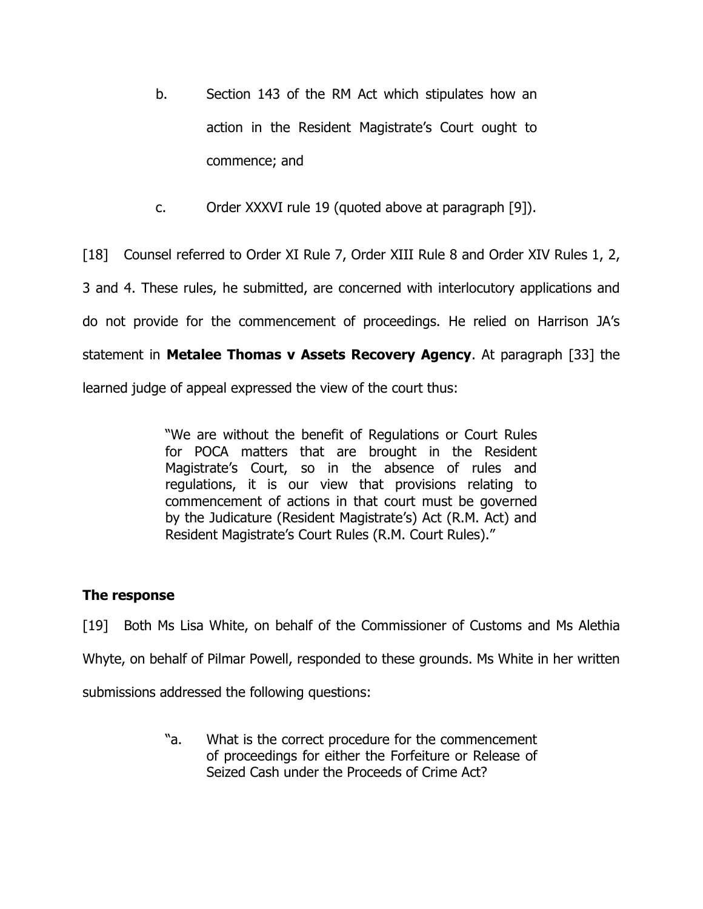b. Section 143 of the RM Act which stipulates how an action in the Resident Magistrate's Court ought to commence; and

c. Order XXXVI rule 19 (quoted above at paragraph [9]).

[18] Counsel referred to Order XI Rule 7, Order XIII Rule 8 and Order XIV Rules 1, 2, 3 and 4. These rules, he submitted, are concerned with interlocutory applications and do not provide for the commencement of proceedings. He relied on Harrison JA's statement in **Metalee Thomas v Assets Recovery Agency**. At paragraph [33] the learned judge of appeal expressed the view of the court thus:

> "We are without the benefit of Regulations or Court Rules for POCA matters that are brought in the Resident Magistrate's Court, so in the absence of rules and regulations, it is our view that provisions relating to commencement of actions in that court must be governed by the Judicature (Resident Magistrate's) Act (R.M. Act) and Resident Magistrate's Court Rules (R.M. Court Rules)."

### The response

[19] Both Ms Lisa White, on behalf of the Commissioner of Customs and Ms Alethia Whyte, on behalf of Pilmar Powell, responded to these grounds. Ms White in her written submissions addressed the following questions:

> "a. What is the correct procedure for the commencement of proceedings for either the Forfeiture or Release of Seized Cash under the Proceeds of Crime Act?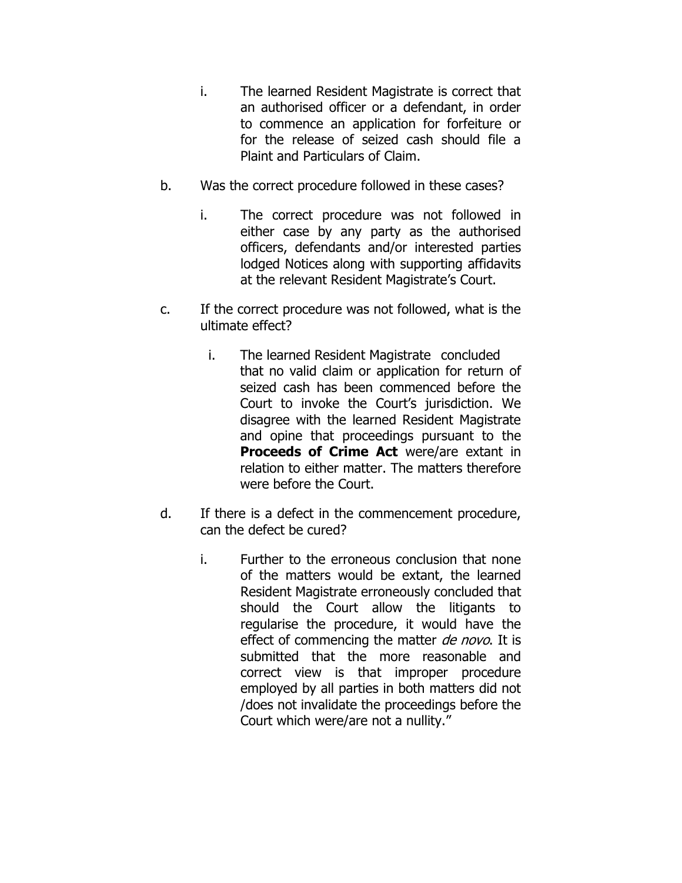i. The learned Resident Magistrate is correct that an authorised officer or a defendant, in order to commence an application for forfeiture or for the release of seized cash should file a Plaint and Particulars of Claim.

b. Was the correct procedure followed in these cases?

   i. The correct procedure was not followed in either case by any party as the authorised officers, defendants and/or interested parties lodged Notices along with supporting affidavits at the relevant Resident Magistrate's Court.

c. If the correct procedure was not followed, what is the ultimate effect?

   i. The learned Resident Magistrate concluded that no valid claim or application for return of seized cash has been commenced before the Court to invoke the Court's jurisdiction. We disagree with the learned Resident Magistrate and opine that proceedings pursuant to the **Proceeds of Crime Act** were/are extant in relation to either matter. The matters therefore were before the Court.

d. If there is a defect in the commencement procedure, can the defect be cured?

   i. Further to the erroneous conclusion that none of the matters would be extant, the learned Resident Magistrate erroneously concluded that should the Court allow the litigants to regularise the procedure, it would have the effect of commencing the matter *de novo*. It is submitted that the more reasonable and correct view is that improper procedure employed by all parties in both matters did not /does not invalidate the proceedings before the Court which were/are not a nullity."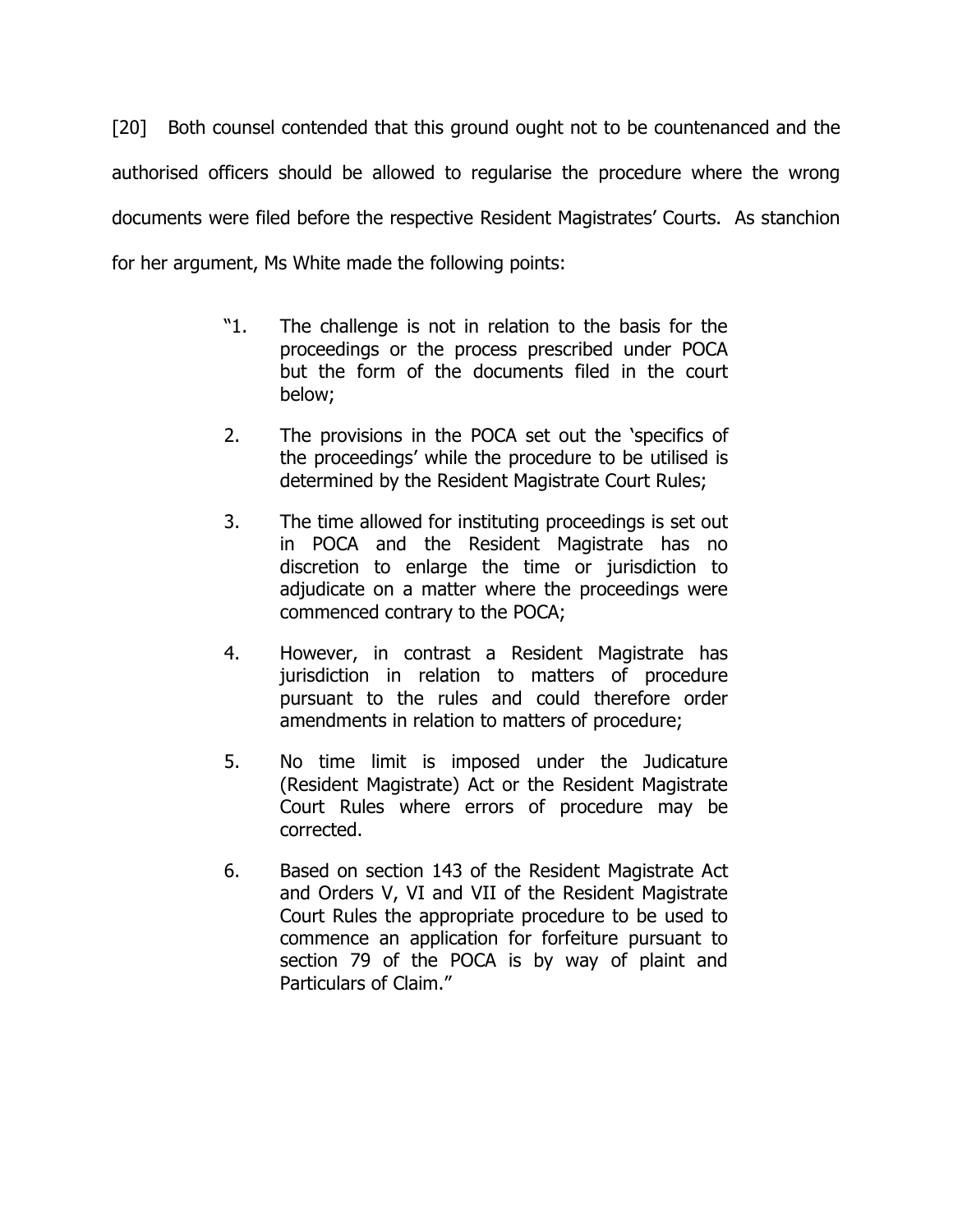[20] Both counsel contended that this ground ought not to be countenanced and the authorised officers should be allowed to regularise the procedure where the wrong documents were filed before the respective Resident Magistrates' Courts. As stanchion for her argument, Ms White made the following points:

> "1. The challenge is not in relation to the basis for the proceedings or the process prescribed under POCA but the form of the documents filed in the court below;
>
> 2. The provisions in the POCA set out the 'specifics of the proceedings' while the procedure to be utilised is determined by the Resident Magistrate Court Rules;
>
> 3. The time allowed for instituting proceedings is set out in POCA and the Resident Magistrate has no discretion to enlarge the time or jurisdiction to adjudicate on a matter where the proceedings were commenced contrary to the POCA;
>
> 4. However, in contrast a Resident Magistrate has jurisdiction in relation to matters of procedure pursuant to the rules and could therefore order amendments in relation to matters of procedure;
>
> 5. No time limit is imposed under the Judicature (Resident Magistrate) Act or the Resident Magistrate Court Rules where errors of procedure may be corrected.
>
> 6. Based on section 143 of the Resident Magistrate Act and Orders V, VI and VII of the Resident Magistrate Court Rules the appropriate procedure to be used to commence an application for forfeiture pursuant to section 79 of the POCA is by way of plaint and Particulars of Claim."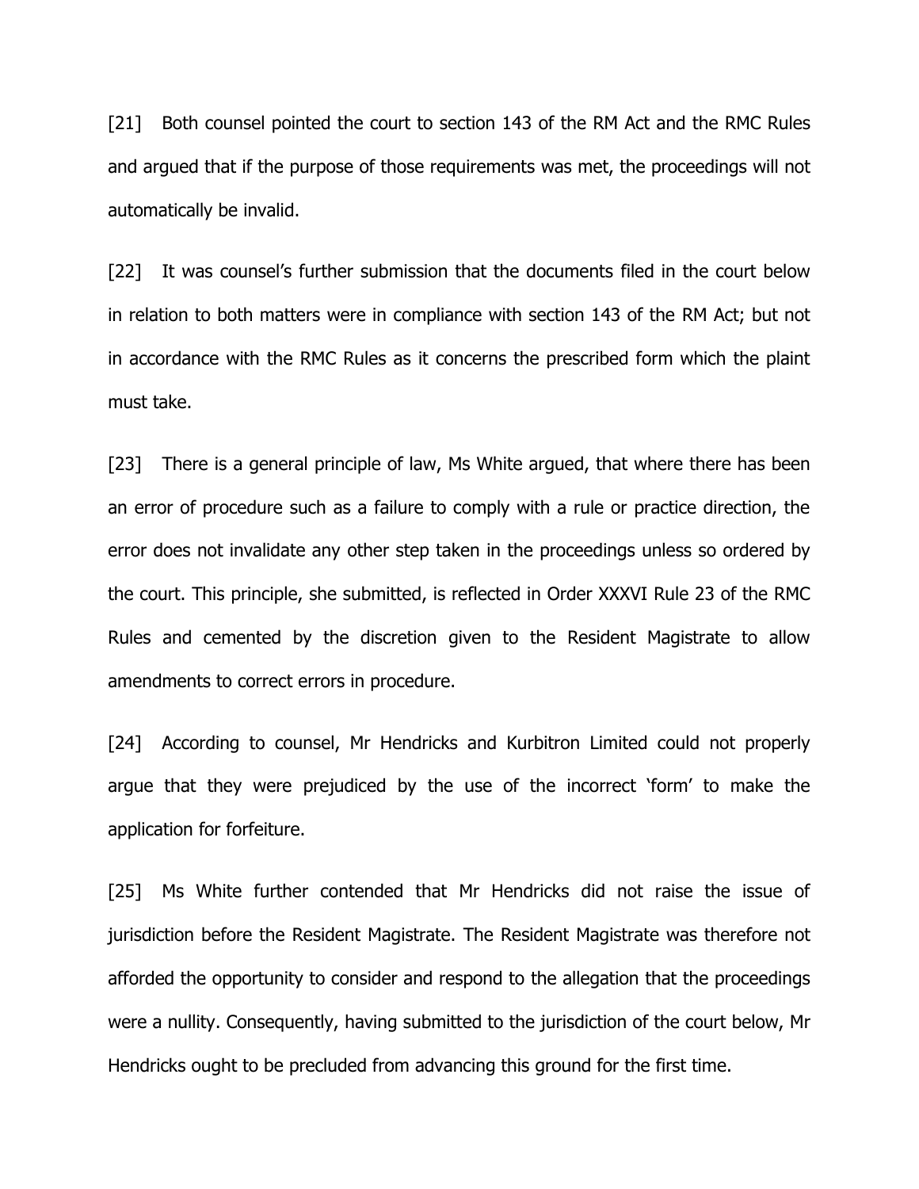[21] Both counsel pointed the court to section 143 of the RM Act and the RMC Rules and argued that if the purpose of those requirements was met, the proceedings will not automatically be invalid.

[22] It was counsel's further submission that the documents filed in the court below in relation to both matters were in compliance with section 143 of the RM Act; but not in accordance with the RMC Rules as it concerns the prescribed form which the plaint must take.

[23] There is a general principle of law, Ms White argued, that where there has been an error of procedure such as a failure to comply with a rule or practice direction, the error does not invalidate any other step taken in the proceedings unless so ordered by the court. This principle, she submitted, is reflected in Order XXXVI Rule 23 of the RMC Rules and cemented by the discretion given to the Resident Magistrate to allow amendments to correct errors in procedure.

[24] According to counsel, Mr Hendricks and Kurbitron Limited could not properly argue that they were prejudiced by the use of the incorrect 'form' to make the application for forfeiture.

[25] Ms White further contended that Mr Hendricks did not raise the issue of jurisdiction before the Resident Magistrate. The Resident Magistrate was therefore not afforded the opportunity to consider and respond to the allegation that the proceedings were a nullity. Consequently, having submitted to the jurisdiction of the court below, Mr Hendricks ought to be precluded from advancing this ground for the first time.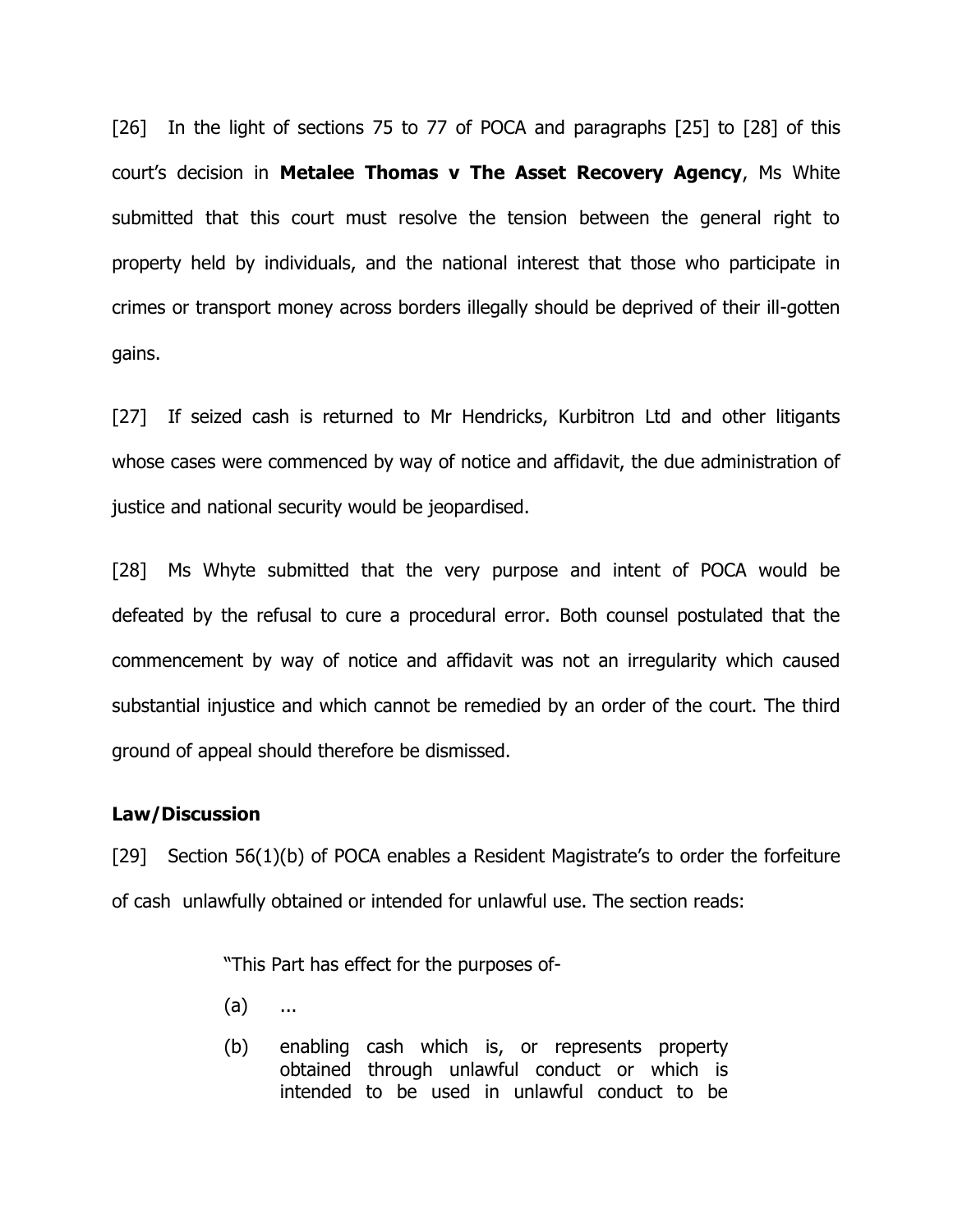[26] In the light of sections 75 to 77 of POCA and paragraphs [25] to [28] of this court's decision in **Metalee Thomas v The Asset Recovery Agency**, Ms White submitted that this court must resolve the tension between the general right to property held by individuals, and the national interest that those who participate in crimes or transport money across borders illegally should be deprived of their ill-gotten gains.

[27] If seized cash is returned to Mr Hendricks, Kurbitron Ltd and other litigants whose cases were commenced by way of notice and affidavit, the due administration of justice and national security would be jeopardised.

[28] Ms Whyte submitted that the very purpose and intent of POCA would be defeated by the refusal to cure a procedural error. Both counsel postulated that the commencement by way of notice and affidavit was not an irregularity which caused substantial injustice and which cannot be remedied by an order of the court. The third ground of appeal should therefore be dismissed.

**Law/Discussion**

[29] Section 56(1)(b) of POCA enables a Resident Magistrate's to order the forfeiture of cash unlawfully obtained or intended for unlawful use. The section reads:

> "This Part has effect for the purposes of-
>
> (a) ...
>
> (b) enabling cash which is, or represents property obtained through unlawful conduct or which is intended to be used in unlawful conduct to be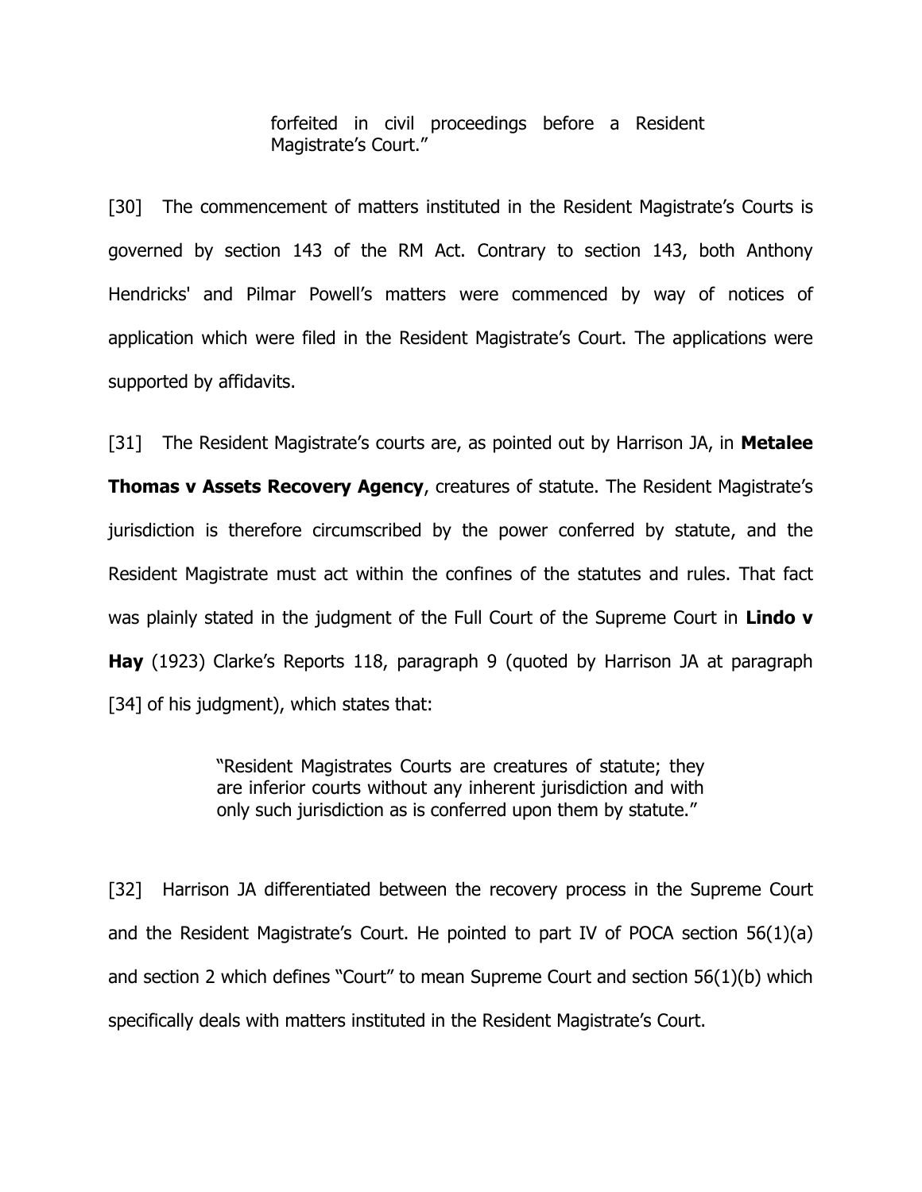> forfeited in civil proceedings before a Resident Magistrate's Court."

[30] The commencement of matters instituted in the Resident Magistrate's Courts is governed by section 143 of the RM Act. Contrary to section 143, both Anthony Hendricks' and Pilmar Powell's matters were commenced by way of notices of application which were filed in the Resident Magistrate's Court. The applications were supported by affidavits.

[31] The Resident Magistrate's courts are, as pointed out by Harrison JA, in **Metalee Thomas v Assets Recovery Agency**, creatures of statute. The Resident Magistrate's jurisdiction is therefore circumscribed by the power conferred by statute, and the Resident Magistrate must act within the confines of the statutes and rules. That fact was plainly stated in the judgment of the Full Court of the Supreme Court in **Lindo v Hay** (1923) Clarke's Reports 118, paragraph 9 (quoted by Harrison JA at paragraph [34] of his judgment), which states that:

> "Resident Magistrates Courts are creatures of statute; they are inferior courts without any inherent jurisdiction and with only such jurisdiction as is conferred upon them by statute."

[32] Harrison JA differentiated between the recovery process in the Supreme Court and the Resident Magistrate's Court. He pointed to part IV of POCA section 56(1)(a) and section 2 which defines "Court" to mean Supreme Court and section 56(1)(b) which specifically deals with matters instituted in the Resident Magistrate's Court.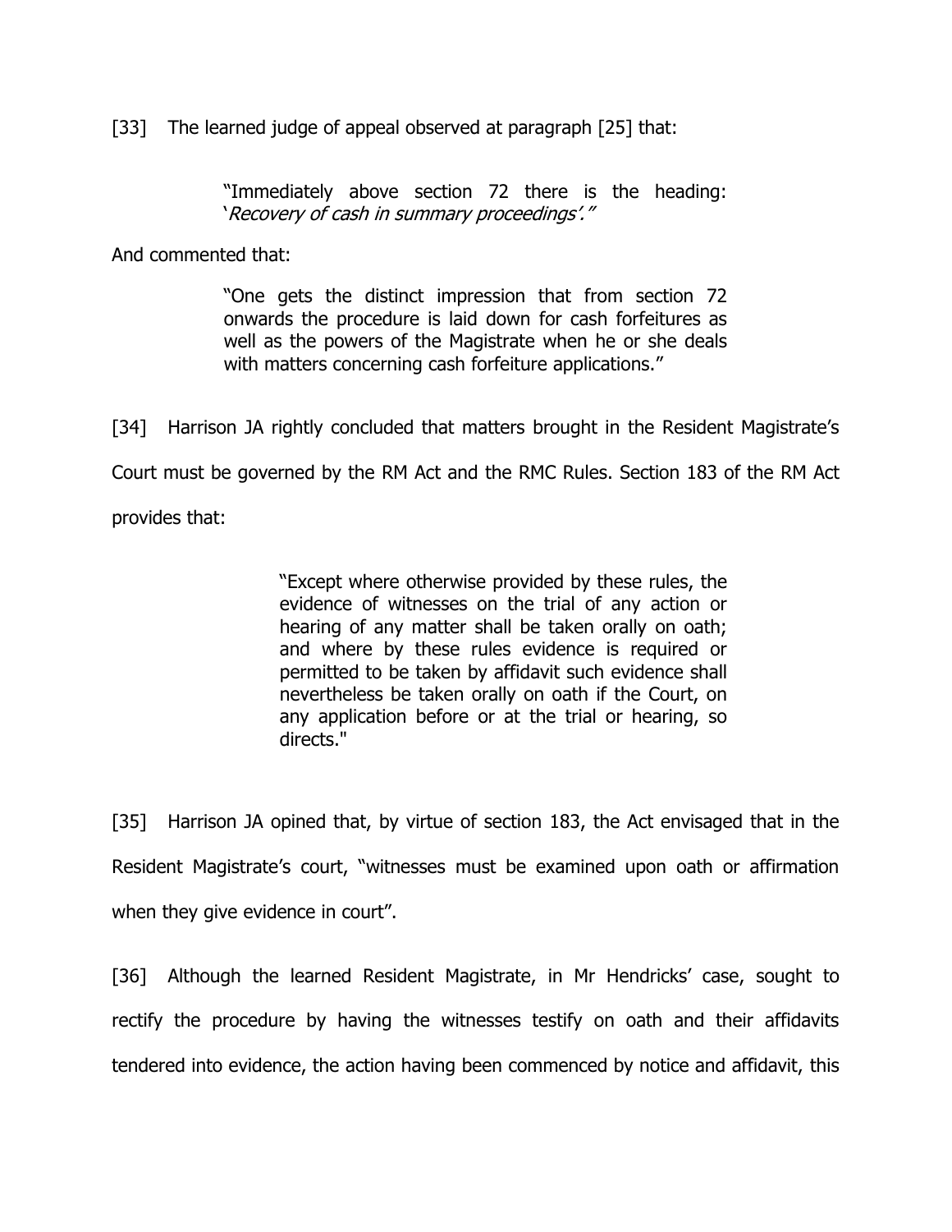[33] The learned judge of appeal observed at paragraph [25] that:

> "Immediately above section 72 there is the heading: '*Recovery of cash in summary proceedings*'."

And commented that:

> "One gets the distinct impression that from section 72 onwards the procedure is laid down for cash forfeitures as well as the powers of the Magistrate when he or she deals with matters concerning cash forfeiture applications."

[34] Harrison JA rightly concluded that matters brought in the Resident Magistrate's Court must be governed by the RM Act and the RMC Rules. Section 183 of the RM Act provides that:

> "Except where otherwise provided by these rules, the evidence of witnesses on the trial of any action or hearing of any matter shall be taken orally on oath; and where by these rules evidence is required or permitted to be taken by affidavit such evidence shall nevertheless be taken orally on oath if the Court, on any application before or at the trial or hearing, so directs."

[35] Harrison JA opined that, by virtue of section 183, the Act envisaged that in the Resident Magistrate's court, "witnesses must be examined upon oath or affirmation when they give evidence in court".

[36] Although the learned Resident Magistrate, in Mr Hendricks' case, sought to rectify the procedure by having the witnesses testify on oath and their affidavits tendered into evidence, the action having been commenced by notice and affidavit, this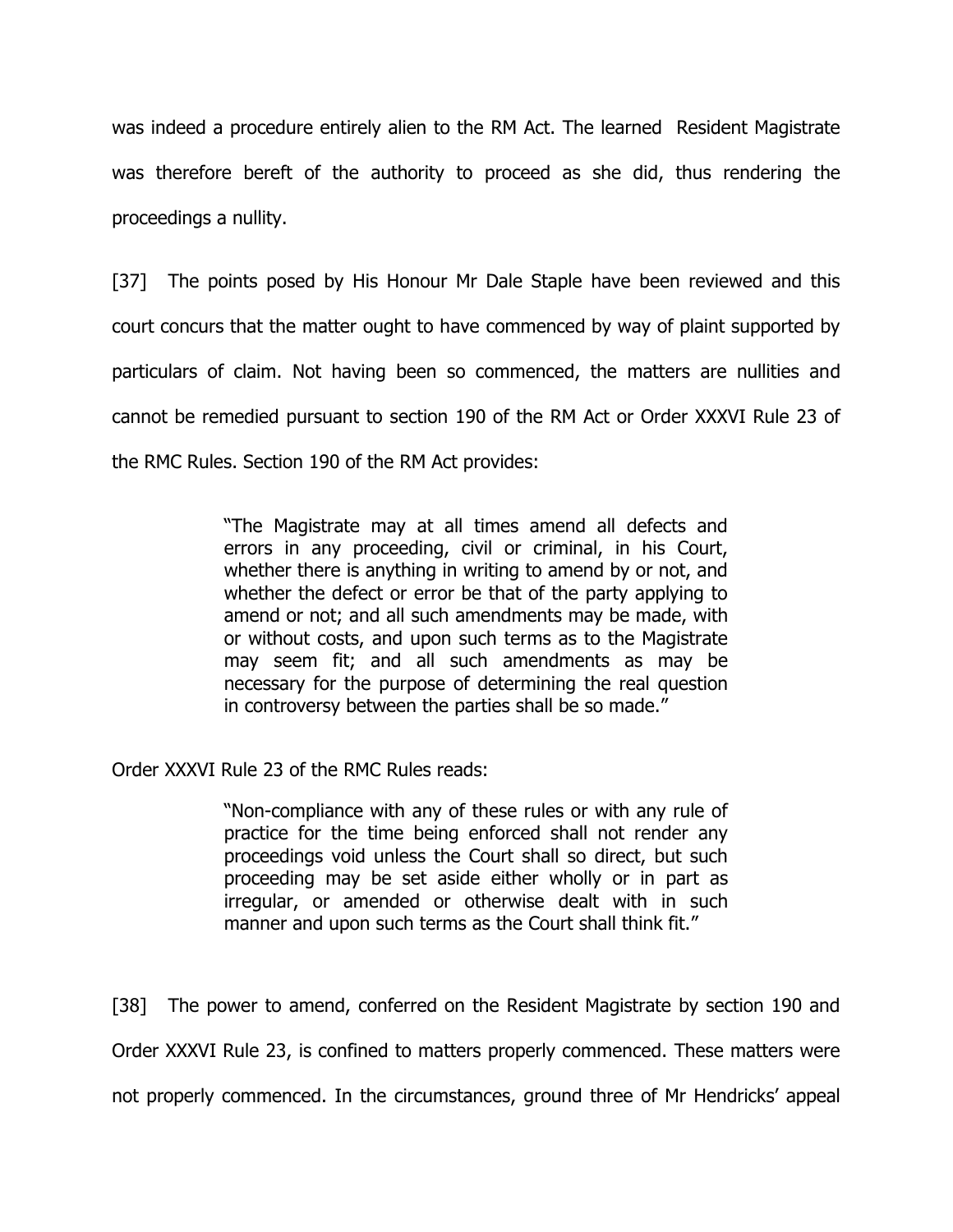was indeed a procedure entirely alien to the RM Act. The learned Resident Magistrate was therefore bereft of the authority to proceed as she did, thus rendering the proceedings a nullity.

[37] The points posed by His Honour Mr Dale Staple have been reviewed and this court concurs that the matter ought to have commenced by way of plaint supported by particulars of claim. Not having been so commenced, the matters are nullities and cannot be remedied pursuant to section 190 of the RM Act or Order XXXVI Rule 23 of the RMC Rules. Section 190 of the RM Act provides:

> "The Magistrate may at all times amend all defects and errors in any proceeding, civil or criminal, in his Court, whether there is anything in writing to amend by or not, and whether the defect or error be that of the party applying to amend or not; and all such amendments may be made, with or without costs, and upon such terms as to the Magistrate may seem fit; and all such amendments as may be necessary for the purpose of determining the real question in controversy between the parties shall be so made."

Order XXXVI Rule 23 of the RMC Rules reads:

> "Non-compliance with any of these rules or with any rule of practice for the time being enforced shall not render any proceedings void unless the Court shall so direct, but such proceeding may be set aside either wholly or in part as irregular, or amended or otherwise dealt with in such manner and upon such terms as the Court shall think fit."

[38] The power to amend, conferred on the Resident Magistrate by section 190 and Order XXXVI Rule 23, is confined to matters properly commenced. These matters were not properly commenced. In the circumstances, ground three of Mr Hendricks' appeal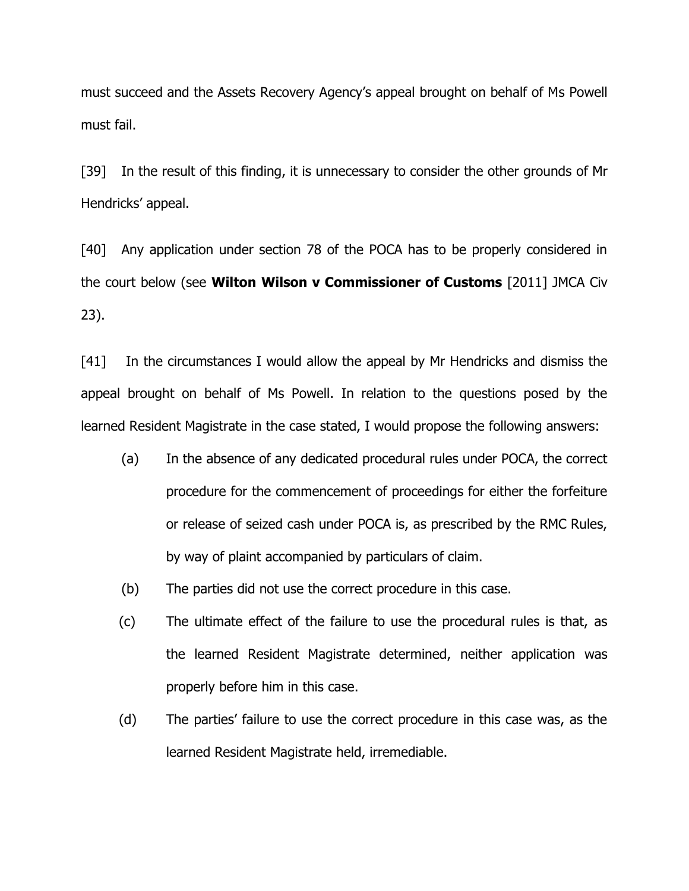must succeed and the Assets Recovery Agency's appeal brought on behalf of Ms Powell must fail.

[39] In the result of this finding, it is unnecessary to consider the other grounds of Mr Hendricks' appeal.

[40] Any application under section 78 of the POCA has to be properly considered in the court below (see **Wilton Wilson v Commissioner of Customs** [2011] JMCA Civ 23).

[41] In the circumstances I would allow the appeal by Mr Hendricks and dismiss the appeal brought on behalf of Ms Powell. In relation to the questions posed by the learned Resident Magistrate in the case stated, I would propose the following answers:

(a) In the absence of any dedicated procedural rules under POCA, the correct procedure for the commencement of proceedings for either the forfeiture or release of seized cash under POCA is, as prescribed by the RMC Rules, by way of plaint accompanied by particulars of claim.

(b) The parties did not use the correct procedure in this case.

(c) The ultimate effect of the failure to use the procedural rules is that, as the learned Resident Magistrate determined, neither application was properly before him in this case.

(d) The parties' failure to use the correct procedure in this case was, as the learned Resident Magistrate held, irremediable.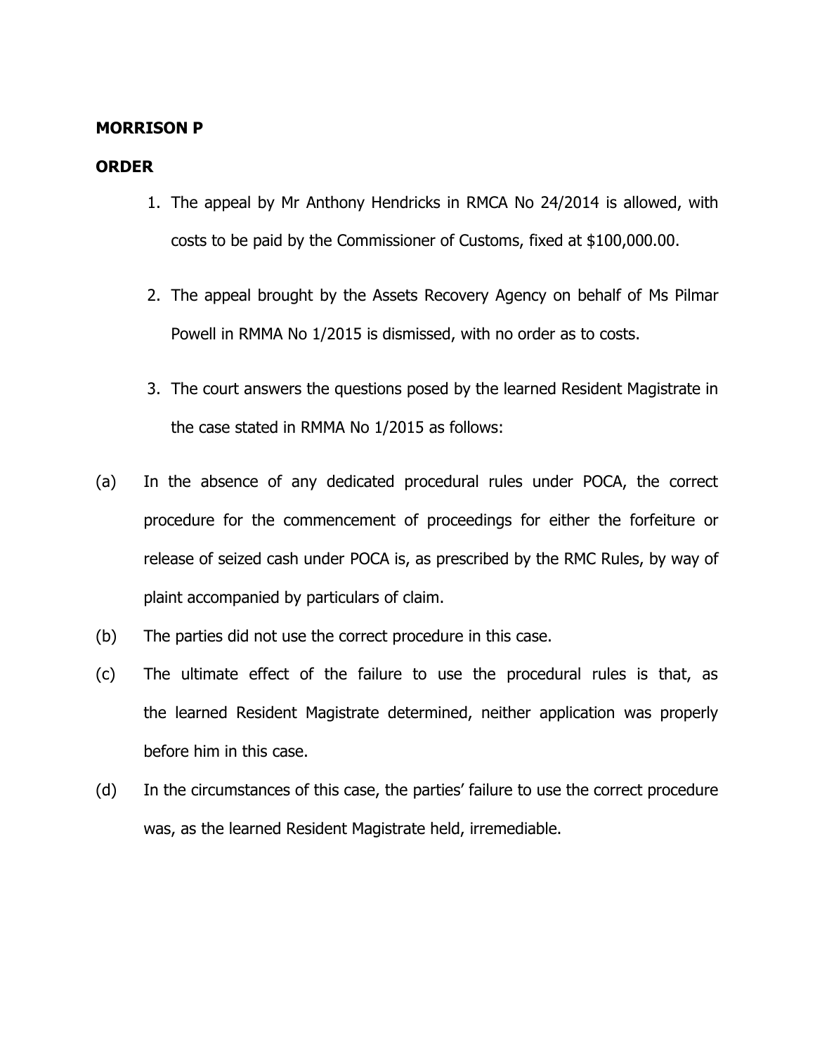**MORRISON P**

**ORDER**

1. The appeal by Mr Anthony Hendricks in RMCA No 24/2014 is allowed, with costs to be paid by the Commissioner of Customs, fixed at $100,000.00.

2. The appeal brought by the Assets Recovery Agency on behalf of Ms Pilmar Powell in RMMA No 1/2015 is dismissed, with no order as to costs.

3. The court answers the questions posed by the learned Resident Magistrate in the case stated in RMMA No 1/2015 as follows:

(a) In the absence of any dedicated procedural rules under POCA, the correct procedure for the commencement of proceedings for either the forfeiture or release of seized cash under POCA is, as prescribed by the RMC Rules, by way of plaint accompanied by particulars of claim.

(b) The parties did not use the correct procedure in this case.

(c) The ultimate effect of the failure to use the procedural rules is that, as the learned Resident Magistrate determined, neither application was properly before him in this case.

(d) In the circumstances of this case, the parties' failure to use the correct procedure was, as the learned Resident Magistrate held, irremediable.